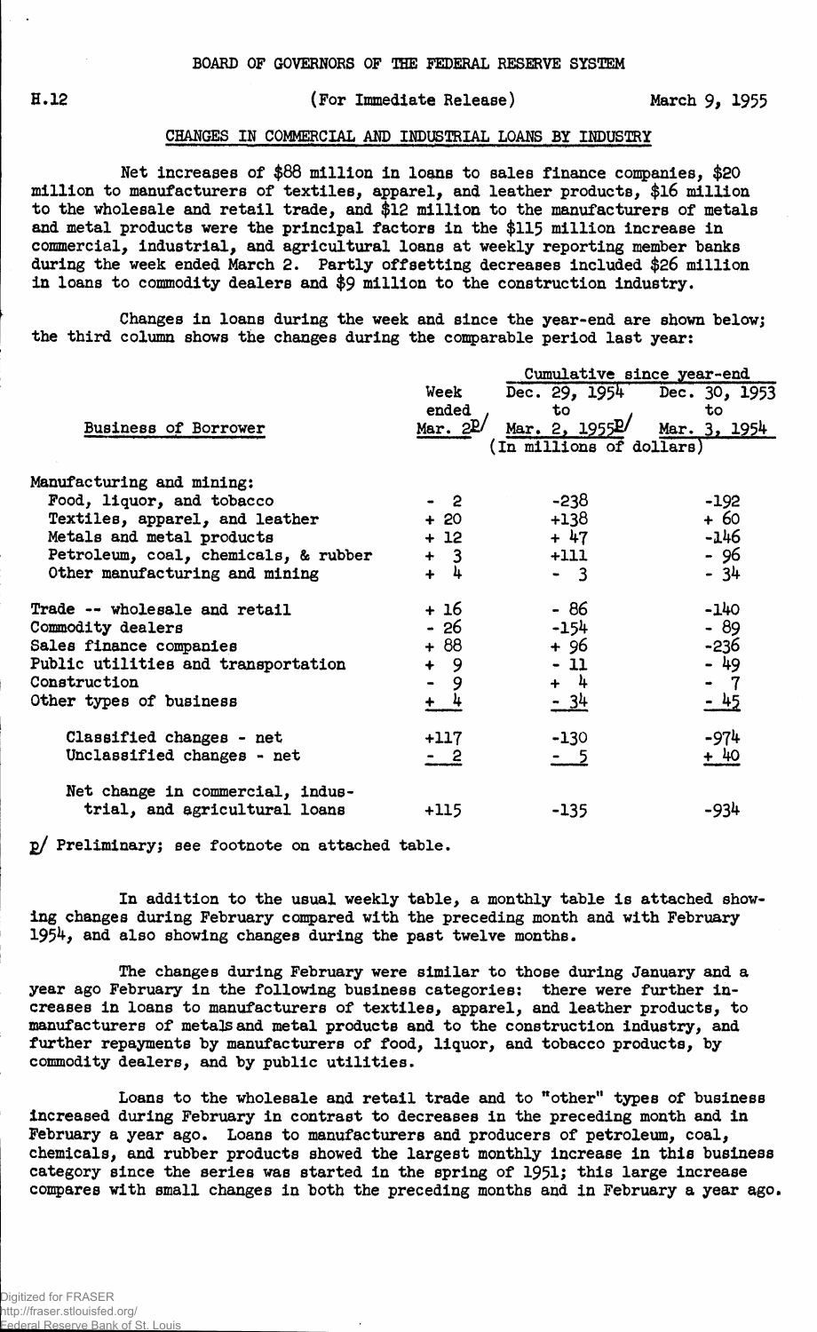BOARD OF GOVERNORS OF THE FEDERAL RESERVE SYSTEM

H.12 (For Immediate Release) March 9, 1955

## CHANGES IN COMMERCIAL AND INDUSTRIAL LOANS BY INDUSTRY

Net increases of $88 million in loans to sales finance companies, $20 million to manufacturers of textiles, apparel, and leather products, $16 million to the wholesale and retail trade, and $12 million to the manufacturers of metals and metal products were the principal factors in the $115 million increase in commercial, industrial, and agricultural loans at weekly reporting member banks during the week ended March 2. Partly offsetting decreases included $26 million in loans to commodity dealers and $9 million to the construction industry.

Changes in loans during the week and since the year-end are shown below; the third column shows the changes during the comparable period last year:

| Business of Borrower | Week ended Mar. 2p/ | Cumulative since year-end: Dec. 29, 1954 to Mar. 2, 1955p/ | Dec. 30, 1953 to Mar. 3, 1954 |
|---|---|---|---|
| | (In millions of dollars) | | |
| Manufacturing and mining: | | | |
| Food, liquor, and tobacco | - 2 | -238 | -192 |
| Textiles, apparel, and leather | + 20 | +138 | + 60 |
| Metals and metal products | + 12 | + 47 | -146 |
| Petroleum, coal, chemicals, & rubber | + 3 | +111 | - 96 |
| Other manufacturing and mining | + 4 | - 3 | - 34 |
| Trade -- wholesale and retail | + 16 | - 86 | -140 |
| Commodity dealers | - 26 | -154 | - 89 |
| Sales finance companies | + 88 | + 96 | -236 |
| Public utilities and transportation | + 9 | - 11 | - 49 |
| Construction | - 9 | + 4 | - 7 |
| Other types of business | + 4 | - 34 | - 45 |
| Classified changes - net | +117 | -130 | -974 |
| Unclassified changes - net | - 2 | - 5 | + 40 |
| Net change in commercial, industrial, and agricultural loans | +115 | -135 | -934 |

p/ Preliminary; see footnote on attached table.

In addition to the usual weekly table, a monthly table is attached showing changes during February compared with the preceding month and with February 1954, and also showing changes during the past twelve months.

The changes during February were similar to those during January and a year ago February in the following business categories: there were further increases in loans to manufacturers of textiles, apparel, and leather products, to manufacturers of metals and metal products and to the construction industry, and further repayments by manufacturers of food, liquor, and tobacco products, by commodity dealers, and by public utilities.

Loans to the wholesale and retail trade and to "other" types of business increased during February in contrast to decreases in the preceding month and in February a year ago. Loans to manufacturers and producers of petroleum, coal, chemicals, and rubber products showed the largest monthly increase in this business category since the series was started in the spring of 1951; this large increase compares with small changes in both the preceding months and in February a year ago.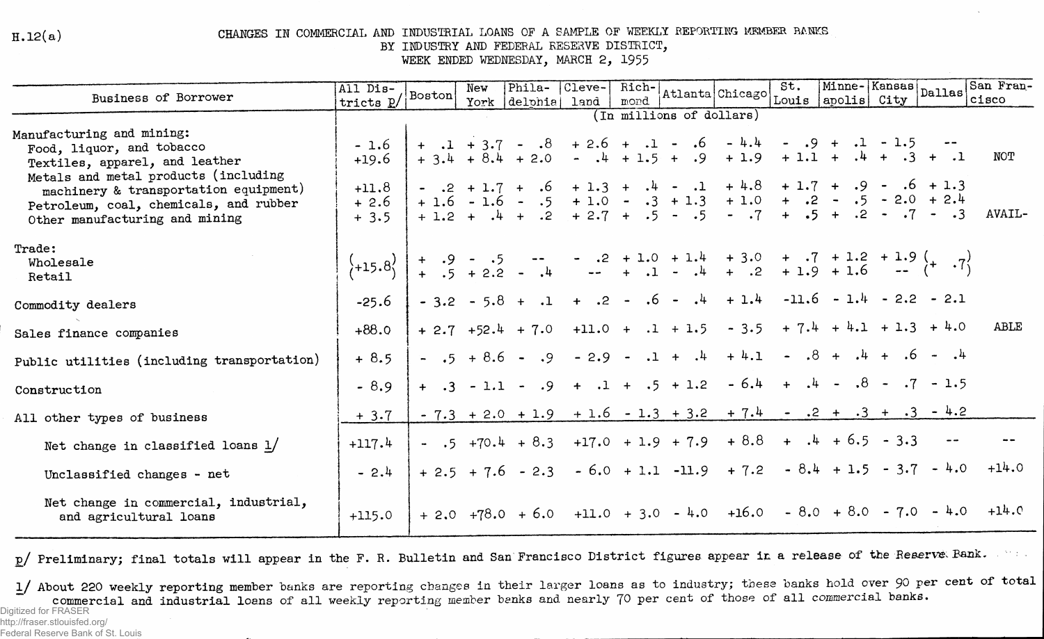H.12(a)

# CHANGES IN COMMERCIAL AND INDUSTRIAL LOANS OF A SAMPLE OF WEEKLY REPORTING MEMBER BANKS BY INDUSTRY AND FEDERAL RESERVE DISTRICT, WEEK ENDED WEDNESDAY, MARCH 2, 1955

| Business of Borrower | All Districts p/ | Boston | New York | Philadelphia | Cleveland | Richmond | Atlanta | Chicago | St. Louis | Minneapolis | Kansas City | Dallas | San Francisco |
|---|---|---|---|---|---|---|---|---|---|---|---|---|---|
| | (In millions of dollars) | | | | | | | | | | | | |
| Manufacturing and mining: | | | | | | | | | | | | | |
| Food, liquor, and tobacco | - 1.6 | + .1 | + 3.7 | - .8 | + 2.6 | + .1 | - .6 | - 4.4 | - .9 | + .1 | - 1.5 | -- | |
| Textiles, apparel, and leather | +19.6 | + 3.4 | + 8.4 | + 2.0 | - .4 | + 1.5 | + .9 | + 1.9 | + 1.1 | + .4 | + .3 | + .1 | NOT |
| Metals and metal products (including machinery & transportation equipment) | +11.8 | - .2 | + 1.7 | + .6 | + 1.3 | + .4 | - .1 | + 4.8 | + 1.7 | + .9 | - .6 | + 1.3 | |
| Petroleum, coal, chemicals, and rubber | + 2.6 | + 1.6 | - 1.6 | - .5 | + 1.0 | - .3 | + 1.3 | + 1.0 | + .2 | - .5 | - 2.0 | + 2.4 | |
| Other manufacturing and mining | + 3.5 | + 1.2 | + .4 | + .2 | + 2.7 | + .5 | - .5 | - .7 | + .5 | + .2 | - .7 | - .3 | AVAIL- |
| Trade: | | | | | | | | | | | | | |
| Wholesale | (+15.8) | + .9 | - .5 | -- | - .2 | + 1.0 | + 1.4 | + 3.0 | + .7 | + 1.2 | + 1.9 | (+ .7) | |
| Retail | | + .5 | + 2.2 | - .4 | -- | + .1 | - .4 | + .2 | + 1.9 | + 1.6 | -- | | |
| Commodity dealers | -25.6 | - 3.2 | - 5.8 | + .1 | + .2 | - .6 | - .4 | + 1.4 | -11.6 | - 1.4 | - 2.2 | - 2.1 | |
| Sales finance companies | +88.0 | + 2.7 | +52.4 | + 7.0 | +11.0 | + .1 | + 1.5 | - 3.5 | + 7.4 | + 4.1 | + 1.3 | + 4.0 | ABLE |
| Public utilities (including transportation) | + 8.5 | - .5 | + 8.6 | - .9 | - 2.9 | - .1 | + .4 | + 4.1 | - .8 | + .4 | + .6 | - .4 | |
| Construction | - 8.9 | + .3 | - 1.1 | - .9 | + .1 | + .5 | + 1.2 | - 6.4 | + .4 | - .8 | - .7 | - 1.5 | |
| All other types of business | + 3.7 | - 7.3 | + 2.0 | + 1.9 | + 1.6 | - 1.3 | + 3.2 | + 7.4 | - .2 | + .3 | + .3 | - 4.2 | |
| Net change in classified loans 1/ | +117.4 | - .5 | +70.4 | + 8.3 | +17.0 | + 1.9 | + 7.9 | + 8.8 | + .4 | + 6.5 | - 3.3 | -- | -- |
| Unclassified changes - net | - 2.4 | + 2.5 | + 7.6 | - 2.3 | - 6.0 | + 1.1 | -11.9 | + 7.2 | - 8.4 | + 1.5 | - 3.7 | - 4.0 | +14.0 |
| Net change in commercial, industrial, and agricultural loans | +115.0 | + 2.0 | +78.0 | + 6.0 | +11.0 | + 3.0 | - 4.0 | +16.0 | - 8.0 | + 8.0 | - 7.0 | - 4.0 | +14.0 |

p/ Preliminary; final totals will appear in the F. R. Bulletin and San Francisco District figures appear in a release of the Reserve Bank.

1/ About 220 weekly reporting member banks are reporting changes in their larger loans as to industry; these banks hold over 90 per cent of total commercial and industrial loans of all weekly reporting member banks and nearly 70 per cent of those of all commercial banks.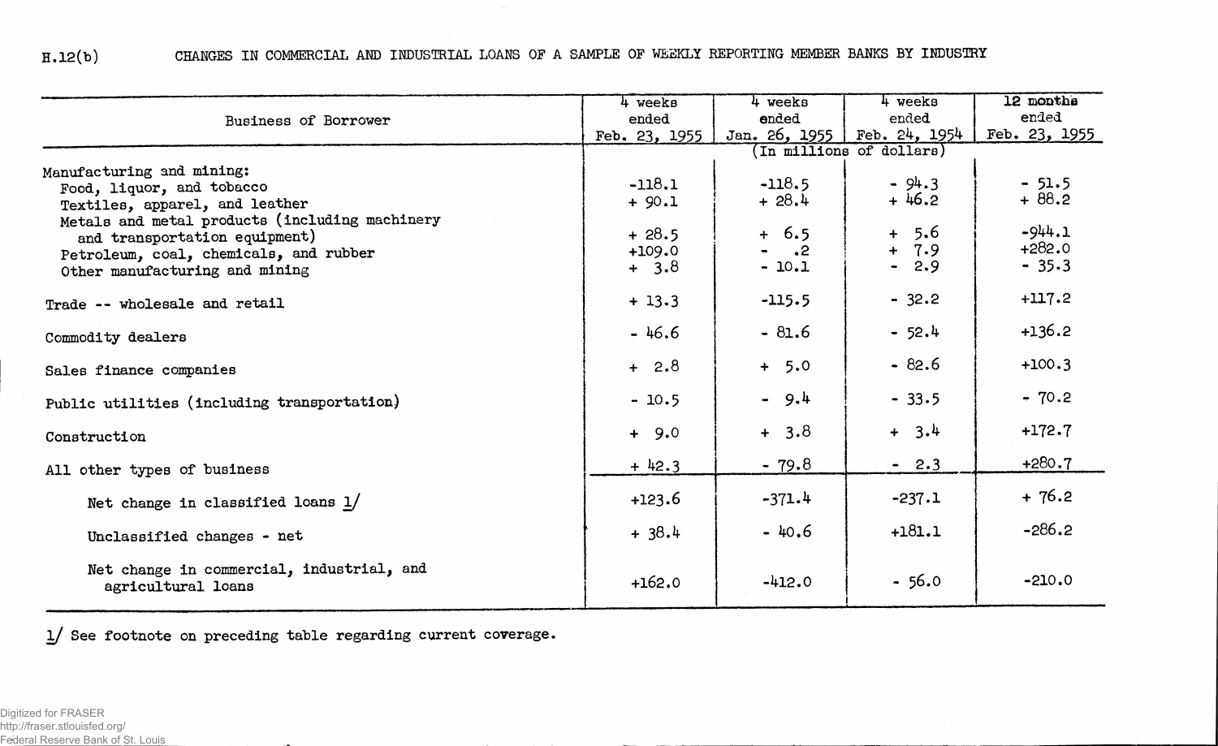H.12(b) CHANGES IN COMMERCIAL AND INDUSTRIAL LOANS OF A SAMPLE OF WEEKLY REPORTING MEMBER BANKS BY INDUSTRY

| Business of Borrower | 4 weeks ended Feb. 23, 1955 | 4 weeks ended Jan. 26, 1955 | 4 weeks ended Feb. 24, 1954 | 12 months ended Feb. 23, 1955 |
|---|---|---|---|---|
| | (In millions of dollars) | | | |
| Manufacturing and mining: | | | | |
| Food, liquor, and tobacco | -118.1 | -118.5 | - 94.3 | - 51.5 |
| Textiles, apparel, and leather | + 90.1 | + 28.4 | + 46.2 | + 88.2 |
| Metals and metal products (including machinery and transportation equipment) | + 28.5 | + 6.5 | + 5.6 | -944.1 |
| Petroleum, coal, chemicals, and rubber | +109.0 | - .2 | + 7.9 | +282.0 |
| Other manufacturing and mining | + 3.8 | - 10.1 | - 2.9 | - 35.3 |
| Trade -- wholesale and retail | + 13.3 | -115.5 | - 32.2 | +117.2 |
| Commodity dealers | - 46.6 | - 81.6 | - 52.4 | +136.2 |
| Sales finance companies | + 2.8 | + 5.0 | - 82.6 | +100.3 |
| Public utilities (including transportation) | - 10.5 | - 9.4 | - 33.5 | - 70.2 |
| Construction | + 9.0 | + 3.8 | + 3.4 | +172.7 |
| All other types of business | + 42.3 | - 79.8 | - 2.3 | +280.7 |
| Net change in classified loans 1/ | +123.6 | -371.4 | -237.1 | + 76.2 |
| Unclassified changes - net | + 38.4 | - 40.6 | +181.1 | -286.2 |
| Net change in commercial, industrial, and agricultural loans | +162.0 | -412.0 | - 56.0 | -210.0 |

1/ See footnote on preceding table regarding current coverage.